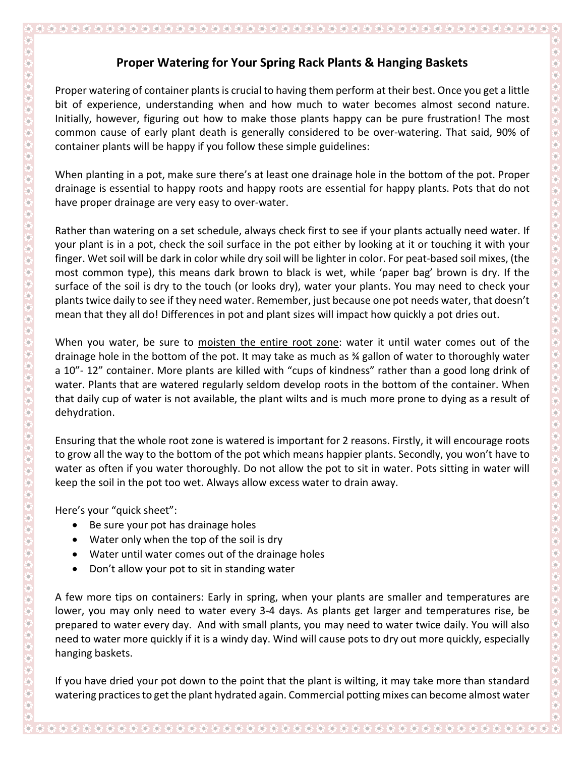# Proper Watering for Your Spring Rack Plants & Hanging Baskets

Proper watering of container plants is crucial to having them perform at their best. Once you get a little bit of experience, understanding when and how much to water becomes almost second nature. Initially, however, figuring out how to make those plants happy can be pure frustration! The most common cause of early plant death is generally considered to be over-watering. That said, 90% of container plants will be happy if you follow these simple guidelines:

When planting in a pot, make sure there's at least one drainage hole in the bottom of the pot. Proper drainage is essential to happy roots and happy roots are essential for happy plants. Pots that do not have proper drainage are very easy to over-water.

Rather than watering on a set schedule, always check first to see if your plants actually need water. If your plant is in a pot, check the soil surface in the pot either by looking at it or touching it with your finger. Wet soil will be dark in color while dry soil will be lighter in color. For peat-based soil mixes, (the most common type), this means dark brown to black is wet, while 'paper bag' brown is dry. If the surface of the soil is dry to the touch (or looks dry), water your plants. You may need to check your plants twice daily to see if they need water. Remember, just because one pot needs water, that doesn't mean that they all do! Differences in pot and plant sizes will impact how quickly a pot dries out.

When you water, be sure to <u>moisten the entire root zone</u>: water it until water comes out of the drainage hole in the bottom of the pot. It may take as much as ¾ gallon of water to thoroughly water a 10"- 12" container. More plants are killed with "cups of kindness" rather than a good long drink of water. Plants that are watered regularly seldom develop roots in the bottom of the container. When that daily cup of water is not available, the plant wilts and is much more prone to dying as a result of dehydration.

Ensuring that the whole root zone is watered is important for 2 reasons. Firstly, it will encourage roots to grow all the way to the bottom of the pot which means happier plants. Secondly, you won't have to water as often if you water thoroughly. Do not allow the pot to sit in water. Pots sitting in water will keep the soil in the pot too wet. Always allow excess water to drain away.

Here's your "quick sheet":

- Be sure your pot has drainage holes
- Water only when the top of the soil is dry
- Water until water comes out of the drainage holes
- Don't allow your pot to sit in standing water

A few more tips on containers: Early in spring, when your plants are smaller and temperatures are lower, you may only need to water every 3-4 days. As plants get larger and temperatures rise, be prepared to water every day. And with small plants, you may need to water twice daily. You will also need to water more quickly if it is a windy day. Wind will cause pots to dry out more quickly, especially hanging baskets.

If you have dried your pot down to the point that the plant is wilting, it may take more than standard watering practices to get the plant hydrated again. Commercial potting mixes can become almost water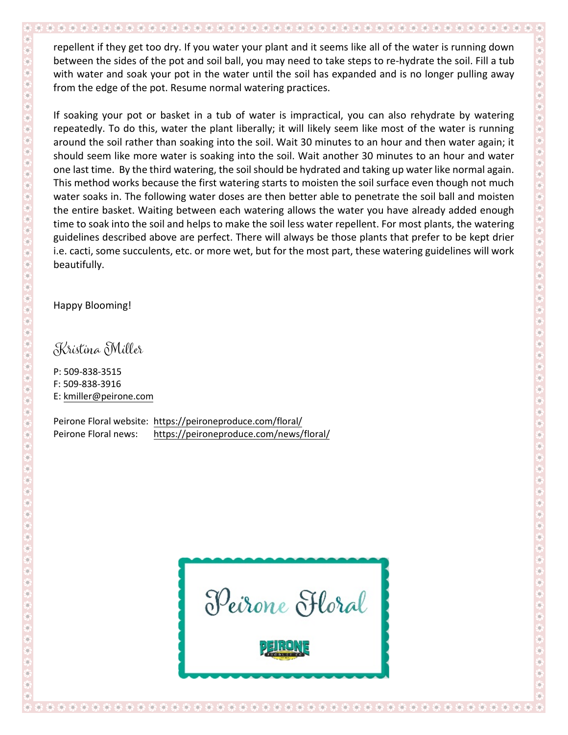repellent if they get too dry. If you water your plant and it seems like all of the water is running down between the sides of the pot and soil ball, you may need to take steps to re-hydrate the soil. Fill a tub with water and soak your pot in the water until the soil has expanded and is no longer pulling away from the edge of the pot. Resume normal watering practices.

If soaking your pot or basket in a tub of water is impractical, you can also rehydrate by watering repeatedly. To do this, water the plant liberally; it will likely seem like most of the water is running around the soil rather than soaking into the soil. Wait 30 minutes to an hour and then water again; it should seem like more water is soaking into the soil. Wait another 30 minutes to an hour and water one last time. By the third watering, the soil should be hydrated and taking up water like normal again. This method works because the first watering starts to moisten the soil surface even though not much water soaks in. The following water doses are then better able to penetrate the soil ball and moisten the entire basket. Waiting between each watering allows the water you have already added enough time to soak into the soil and helps to make the soil less water repellent. For most plants, the watering guidelines described above are perfect. There will always be those plants that prefer to be kept drier i.e. cacti, some succulents, etc. or more wet, but for the most part, these watering guidelines will work beautifully.

Happy Blooming!

*Kristina Miller*

P: 509-838-3515
F: 509-838-3916
E: kmiller@peirone.com

Peirone Floral website: https://peironeproduce.com/floral/
Peirone Floral news: https://peironeproduce.com/news/floral/

Peirone Floral

PEIRONE